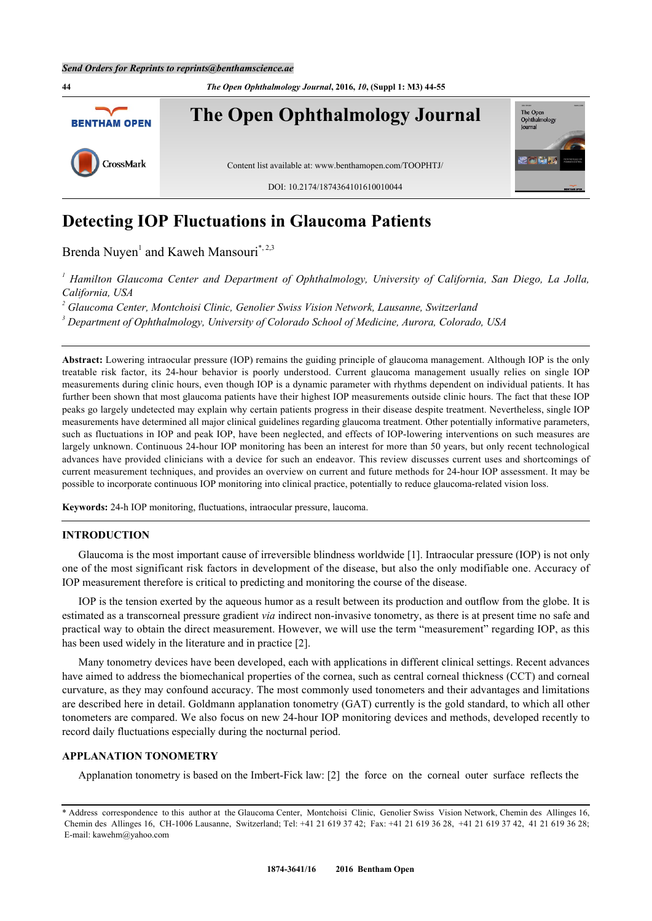# Detecting IOP Fluctuations in Glaucoma Patients

Brenda Nuyen[1] and Kaweh Mansouri[*,2,3]

[1] *Hamilton Glaucoma Center and Department of Ophthalmology, University of California, San Diego, La Jolla, California, USA*

[2] *Glaucoma Center, Montchoisi Clinic, Genolier Swiss Vision Network, Lausanne, Switzerland*

[3] *Department of Ophthalmology, University of Colorado School of Medicine, Aurora, Colorado, USA*

**Abstract:** Lowering intraocular pressure (IOP) remains the guiding principle of glaucoma management. Although IOP is the only treatable risk factor, its 24-hour behavior is poorly understood. Current glaucoma management usually relies on single IOP measurements during clinic hours, even though IOP is a dynamic parameter with rhythms dependent on individual patients. It has further been shown that most glaucoma patients have their highest IOP measurements outside clinic hours. The fact that these IOP peaks go largely undetected may explain why certain patients progress in their disease despite treatment. Nevertheless, single IOP measurements have determined all major clinical guidelines regarding glaucoma treatment. Other potentially informative parameters, such as fluctuations in IOP and peak IOP, have been neglected, and effects of IOP-lowering interventions on such measures are largely unknown. Continuous 24-hour IOP monitoring has been an interest for more than 50 years, but only recent technological advances have provided clinicians with a device for such an endeavor. This review discusses current uses and shortcomings of current measurement techniques, and provides an overview on current and future methods for 24-hour IOP assessment. It may be possible to incorporate continuous IOP monitoring into clinical practice, potentially to reduce glaucoma-related vision loss.

**Keywords:** 24-h IOP monitoring, fluctuations, intraocular pressure, laucoma.

## INTRODUCTION

Glaucoma is the most important cause of irreversible blindness worldwide [1]. Intraocular pressure (IOP) is not only one of the most significant risk factors in development of the disease, but also the only modifiable one. Accuracy of IOP measurement therefore is critical to predicting and monitoring the course of the disease.

IOP is the tension exerted by the aqueous humor as a result between its production and outflow from the globe. It is estimated as a transcorneal pressure gradient *via* indirect non-invasive tonometry, as there is at present time no safe and practical way to obtain the direct measurement. However, we will use the term "measurement" regarding IOP, as this has been used widely in the literature and in practice [2].

Many tonometry devices have been developed, each with applications in different clinical settings. Recent advances have aimed to address the biomechanical properties of the cornea, such as central corneal thickness (CCT) and corneal curvature, as they may confound accuracy. The most commonly used tonometers and their advantages and limitations are described here in detail. Goldmann applanation tonometry (GAT) currently is the gold standard, to which all other tonometers are compared. We also focus on new 24-hour IOP monitoring devices and methods, developed recently to record daily fluctuations especially during the nocturnal period.

## APPLANATION TONOMETRY

Applanation tonometry is based on the Imbert-Fick law: [2] the force on the corneal outer surface reflects the

---

\* Address correspondence to this author at the Glaucoma Center, Montchoisi Clinic, Genolier Swiss Vision Network, Chemin des Allinges 16, Chemin des Allinges 16, CH-1006 Lausanne, Switzerland; Tel: +41 21 619 37 42; Fax: +41 21 619 36 28, +41 21 619 37 42, 41 21 619 36 28; E-mail: kawehm@yahoo.com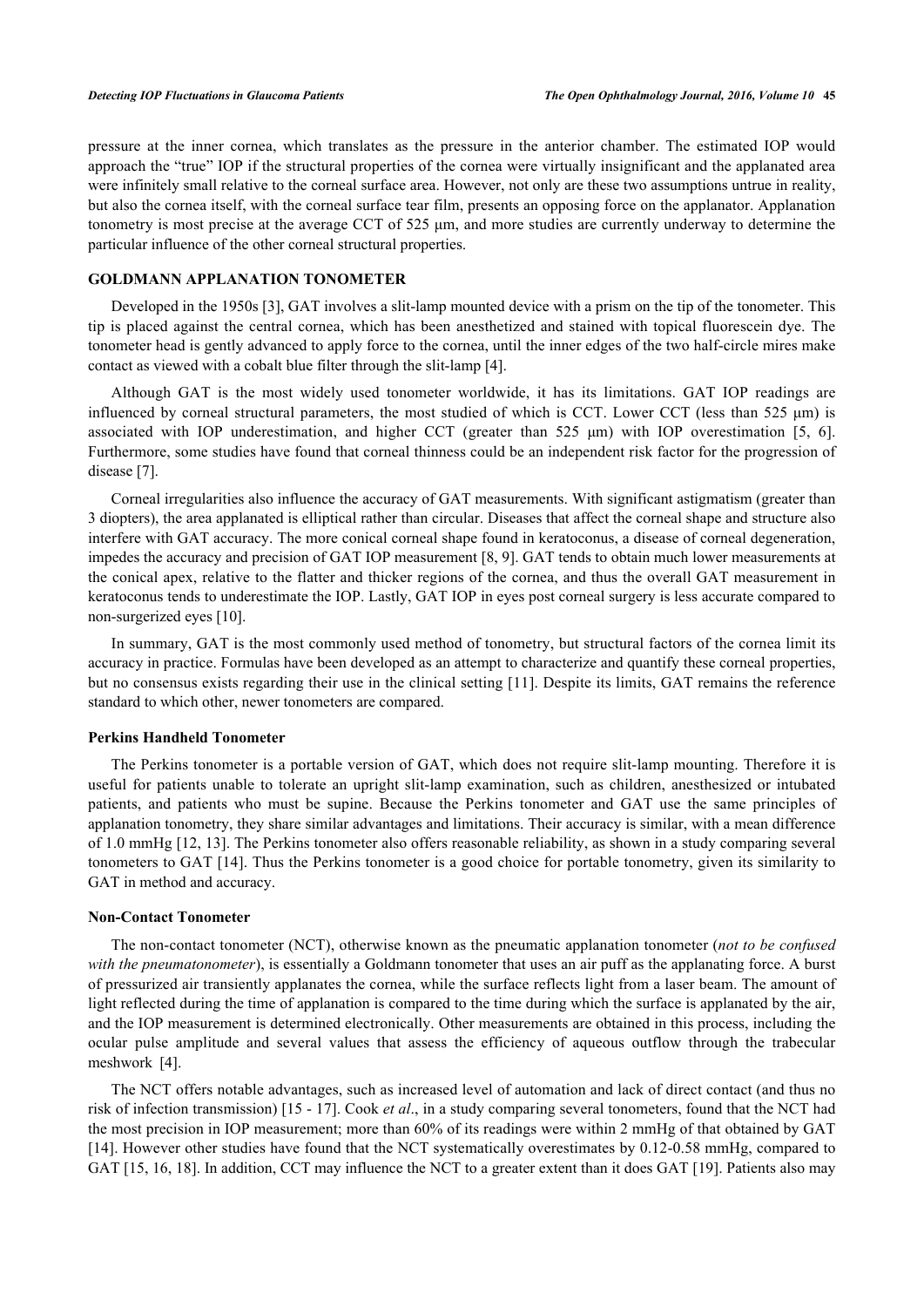pressure at the inner cornea, which translates as the pressure in the anterior chamber. The estimated IOP would approach the "true" IOP if the structural properties of the cornea were virtually insignificant and the applanated area were infinitely small relative to the corneal surface area. However, not only are these two assumptions untrue in reality, but also the cornea itself, with the corneal surface tear film, presents an opposing force on the applanator. Applanation tonometry is most precise at the average CCT of 525 μm, and more studies are currently underway to determine the particular influence of the other corneal structural properties.

## GOLDMANN APPLANATION TONOMETER

Developed in the 1950s [3], GAT involves a slit-lamp mounted device with a prism on the tip of the tonometer. This tip is placed against the central cornea, which has been anesthetized and stained with topical fluorescein dye. The tonometer head is gently advanced to apply force to the cornea, until the inner edges of the two half-circle mires make contact as viewed with a cobalt blue filter through the slit-lamp [4].

Although GAT is the most widely used tonometer worldwide, it has its limitations. GAT IOP readings are influenced by corneal structural parameters, the most studied of which is CCT. Lower CCT (less than 525 μm) is associated with IOP underestimation, and higher CCT (greater than 525 μm) with IOP overestimation [5, 6]. Furthermore, some studies have found that corneal thinness could be an independent risk factor for the progression of disease [7].

Corneal irregularities also influence the accuracy of GAT measurements. With significant astigmatism (greater than 3 diopters), the area applanated is elliptical rather than circular. Diseases that affect the corneal shape and structure also interfere with GAT accuracy. The more conical corneal shape found in keratoconus, a disease of corneal degeneration, impedes the accuracy and precision of GAT IOP measurement [8, 9]. GAT tends to obtain much lower measurements at the conical apex, relative to the flatter and thicker regions of the cornea, and thus the overall GAT measurement in keratoconus tends to underestimate the IOP. Lastly, GAT IOP in eyes post corneal surgery is less accurate compared to non-surgerized eyes [10].

In summary, GAT is the most commonly used method of tonometry, but structural factors of the cornea limit its accuracy in practice. Formulas have been developed as an attempt to characterize and quantify these corneal properties, but no consensus exists regarding their use in the clinical setting [11]. Despite its limits, GAT remains the reference standard to which other, newer tonometers are compared.

### Perkins Handheld Tonometer

The Perkins tonometer is a portable version of GAT, which does not require slit-lamp mounting. Therefore it is useful for patients unable to tolerate an upright slit-lamp examination, such as children, anesthetized or intubated patients, and patients who must be supine. Because the Perkins tonometer and GAT use the same principles of applanation tonometry, they share similar advantages and limitations. Their accuracy is similar, with a mean difference of 1.0 mmHg [12, 13]. The Perkins tonometer also offers reasonable reliability, as shown in a study comparing several tonometers to GAT [14]. Thus the Perkins tonometer is a good choice for portable tonometry, given its similarity to GAT in method and accuracy.

### Non-Contact Tonometer

The non-contact tonometer (NCT), otherwise known as the pneumatic applanation tonometer (*not to be confused with the pneumatonometer*), is essentially a Goldmann tonometer that uses an air puff as the applanating force. A burst of pressurized air transiently applanates the cornea, while the surface reflects light from a laser beam. The amount of light reflected during the time of applanation is compared to the time during which the surface is applanated by the air, and the IOP measurement is determined electronically. Other measurements are obtained in this process, including the ocular pulse amplitude and several values that assess the efficiency of aqueous outflow through the trabecular meshwork [4].

The NCT offers notable advantages, such as increased level of automation and lack of direct contact (and thus no risk of infection transmission) [15 - 17]. Cook *et al*., in a study comparing several tonometers, found that the NCT had the most precision in IOP measurement; more than 60% of its readings were within 2 mmHg of that obtained by GAT [14]. However other studies have found that the NCT systematically overestimates by 0.12-0.58 mmHg, compared to GAT [15, 16, 18]. In addition, CCT may influence the NCT to a greater extent than it does GAT [19]. Patients also may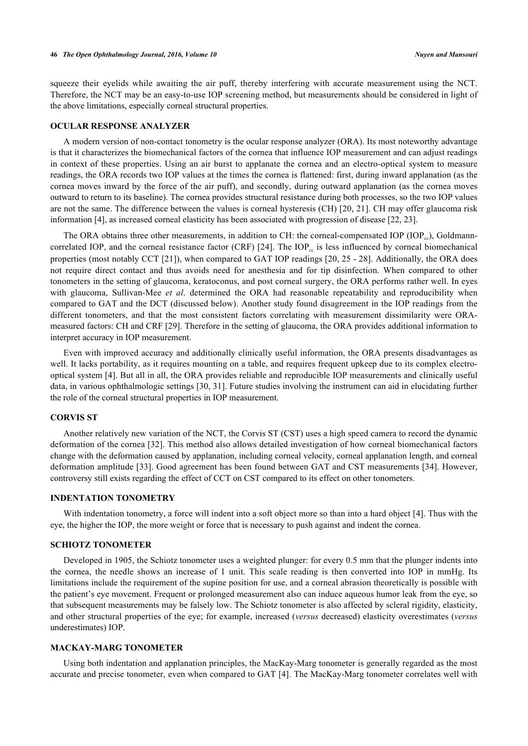squeeze their eyelids while awaiting the air puff, thereby interfering with accurate measurement using the NCT. Therefore, the NCT may be an easy-to-use IOP screening method, but measurements should be considered in light of the above limitations, especially corneal structural properties.

## OCULAR RESPONSE ANALYZER

A modern version of non-contact tonometry is the ocular response analyzer (ORA). Its most noteworthy advantage is that it characterizes the biomechanical factors of the cornea that influence IOP measurement and can adjust readings in context of these properties. Using an air burst to applanate the cornea and an electro-optical system to measure readings, the ORA records two IOP values at the times the cornea is flattened: first, during inward applanation (as the cornea moves inward by the force of the air puff), and secondly, during outward applanation (as the cornea moves outward to return to its baseline). The cornea provides structural resistance during both processes, so the two IOP values are not the same. The difference between the values is corneal hysteresis (CH) [20, 21]. CH may offer glaucoma risk information [4], as increased corneal elasticity has been associated with progression of disease [22, 23].

The ORA obtains three other measurements, in addition to CH: the corneal-compensated IOP ($IOP_{cc}$), Goldmann-correlated IOP, and the corneal resistance factor (CRF) [24]. The $IOP_{cc}$ is less influenced by corneal biomechanical properties (most notably CCT [21]), when compared to GAT IOP readings [20, 25 - 28]. Additionally, the ORA does not require direct contact and thus avoids need for anesthesia and for tip disinfection. When compared to other tonometers in the setting of glaucoma, keratoconus, and post corneal surgery, the ORA performs rather well. In eyes with glaucoma, Sullivan-Mee *et al*. determined the ORA had reasonable repeatability and reproducibility when compared to GAT and the DCT (discussed below). Another study found disagreement in the IOP readings from the different tonometers, and that the most consistent factors correlating with measurement dissimilarity were ORA-measured factors: CH and CRF [29]. Therefore in the setting of glaucoma, the ORA provides additional information to interpret accuracy in IOP measurement.

Even with improved accuracy and additionally clinically useful information, the ORA presents disadvantages as well. It lacks portability, as it requires mounting on a table, and requires frequent upkeep due to its complex electro-optical system [4]. But all in all, the ORA provides reliable and reproducible IOP measurements and clinically useful data, in various ophthalmologic settings [30, 31]. Future studies involving the instrument can aid in elucidating further the role of the corneal structural properties in IOP measurement.

## CORVIS ST

Another relatively new variation of the NCT, the Corvis ST (CST) uses a high speed camera to record the dynamic deformation of the cornea [32]. This method also allows detailed investigation of how corneal biomechanical factors change with the deformation caused by applanation, including corneal velocity, corneal applanation length, and corneal deformation amplitude [33]. Good agreement has been found between GAT and CST measurements [34]. However, controversy still exists regarding the effect of CCT on CST compared to its effect on other tonometers.

## INDENTATION TONOMETRY

With indentation tonometry, a force will indent into a soft object more so than into a hard object [4]. Thus with the eye, the higher the IOP, the more weight or force that is necessary to push against and indent the cornea.

## SCHIOTZ TONOMETER

Developed in 1905, the Schiotz tonometer uses a weighted plunger: for every 0.5 mm that the plunger indents into the cornea, the needle shows an increase of 1 unit. This scale reading is then converted into IOP in mmHg. Its limitations include the requirement of the supine position for use, and a corneal abrasion theoretically is possible with the patient's eye movement. Frequent or prolonged measurement also can induce aqueous humor leak from the eye, so that subsequent measurements may be falsely low. The Schiotz tonometer is also affected by scleral rigidity, elasticity, and other structural properties of the eye; for example, increased (*versus* decreased) elasticity overestimates (*versus* underestimates) IOP.

## MACKAY-MARG TONOMETER

Using both indentation and applanation principles, the MacKay-Marg tonometer is generally regarded as the most accurate and precise tonometer, even when compared to GAT [4]. The MacKay-Marg tonometer correlates well with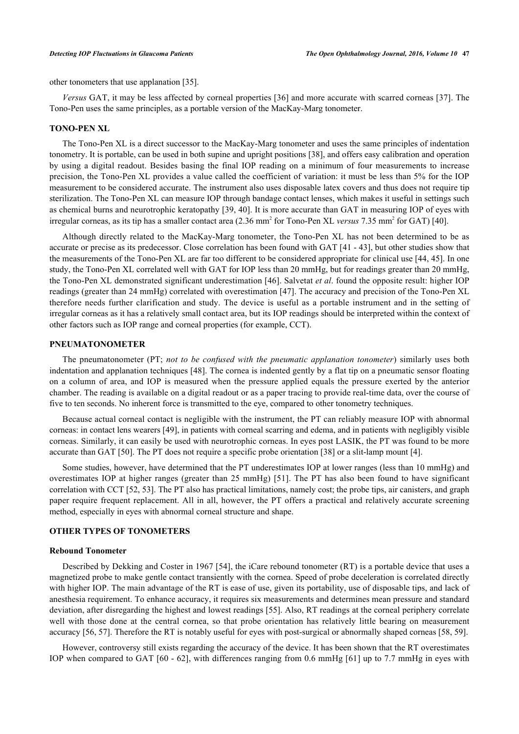other tonometers that use applanation [35].

*Versus* GAT, it may be less affected by corneal properties [36] and more accurate with scarred corneas [37]. The Tono-Pen uses the same principles, as a portable version of the MacKay-Marg tonometer.

## TONO-PEN XL

The Tono-Pen XL is a direct successor to the MacKay-Marg tonometer and uses the same principles of indentation tonometry. It is portable, can be used in both supine and upright positions [38], and offers easy calibration and operation by using a digital readout. Besides basing the final IOP reading on a minimum of four measurements to increase precision, the Tono-Pen XL provides a value called the coefficient of variation: it must be less than 5% for the IOP measurement to be considered accurate. The instrument also uses disposable latex covers and thus does not require tip sterilization. The Tono-Pen XL can measure IOP through bandage contact lenses, which makes it useful in settings such as chemical burns and neurotrophic keratopathy [39, 40]. It is more accurate than GAT in measuring IOP of eyes with irregular corneas, as its tip has a smaller contact area (2.36 $mm^2$ for Tono-Pen XL *versus* 7.35 $mm^2$ for GAT) [40].

Although directly related to the MacKay-Marg tonometer, the Tono-Pen XL has not been determined to be as accurate or precise as its predecessor. Close correlation has been found with GAT [41 - 43], but other studies show that the measurements of the Tono-Pen XL are far too different to be considered appropriate for clinical use [44, 45]. In one study, the Tono-Pen XL correlated well with GAT for IOP less than 20 mmHg, but for readings greater than 20 mmHg, the Tono-Pen XL demonstrated significant underestimation [46]. Salvetat *et al*. found the opposite result: higher IOP readings (greater than 24 mmHg) correlated with overestimation [47]. The accuracy and precision of the Tono-Pen XL therefore needs further clarification and study. The device is useful as a portable instrument and in the setting of irregular corneas as it has a relatively small contact area, but its IOP readings should be interpreted within the context of other factors such as IOP range and corneal properties (for example, CCT).

## PNEUMATONOMETER

The pneumatonometer (PT; *not to be confused with the pneumatic applanation tonometer*) similarly uses both indentation and applanation techniques [48]. The cornea is indented gently by a flat tip on a pneumatic sensor floating on a column of area, and IOP is measured when the pressure applied equals the pressure exerted by the anterior chamber. The reading is available on a digital readout or as a paper tracing to provide real-time data, over the course of five to ten seconds. No inherent force is transmitted to the eye, compared to other tonometry techniques.

Because actual corneal contact is negligible with the instrument, the PT can reliably measure IOP with abnormal corneas: in contact lens wearers [49], in patients with corneal scarring and edema, and in patients with negligibly visible corneas. Similarly, it can easily be used with neurotrophic corneas. In eyes post LASIK, the PT was found to be more accurate than GAT [50]. The PT does not require a specific probe orientation [38] or a slit-lamp mount [4].

Some studies, however, have determined that the PT underestimates IOP at lower ranges (less than 10 mmHg) and overestimates IOP at higher ranges (greater than 25 mmHg) [51]. The PT has also been found to have significant correlation with CCT [52, 53]. The PT also has practical limitations, namely cost; the probe tips, air canisters, and graph paper require frequent replacement. All in all, however, the PT offers a practical and relatively accurate screening method, especially in eyes with abnormal corneal structure and shape.

## OTHER TYPES OF TONOMETERS

### Rebound Tonometer

Described by Dekking and Coster in 1967 [54], the iCare rebound tonometer (RT) is a portable device that uses a magnetized probe to make gentle contact transiently with the cornea. Speed of probe deceleration is correlated directly with higher IOP. The main advantage of the RT is ease of use, given its portability, use of disposable tips, and lack of anesthesia requirement. To enhance accuracy, it requires six measurements and determines mean pressure and standard deviation, after disregarding the highest and lowest readings [55]. Also, RT readings at the corneal periphery correlate well with those done at the central cornea, so that probe orientation has relatively little bearing on measurement accuracy [56, 57]. Therefore the RT is notably useful for eyes with post-surgical or abnormally shaped corneas [58, 59].

However, controversy still exists regarding the accuracy of the device. It has been shown that the RT overestimates IOP when compared to GAT [60 - 62], with differences ranging from 0.6 mmHg [61] up to 7.7 mmHg in eyes with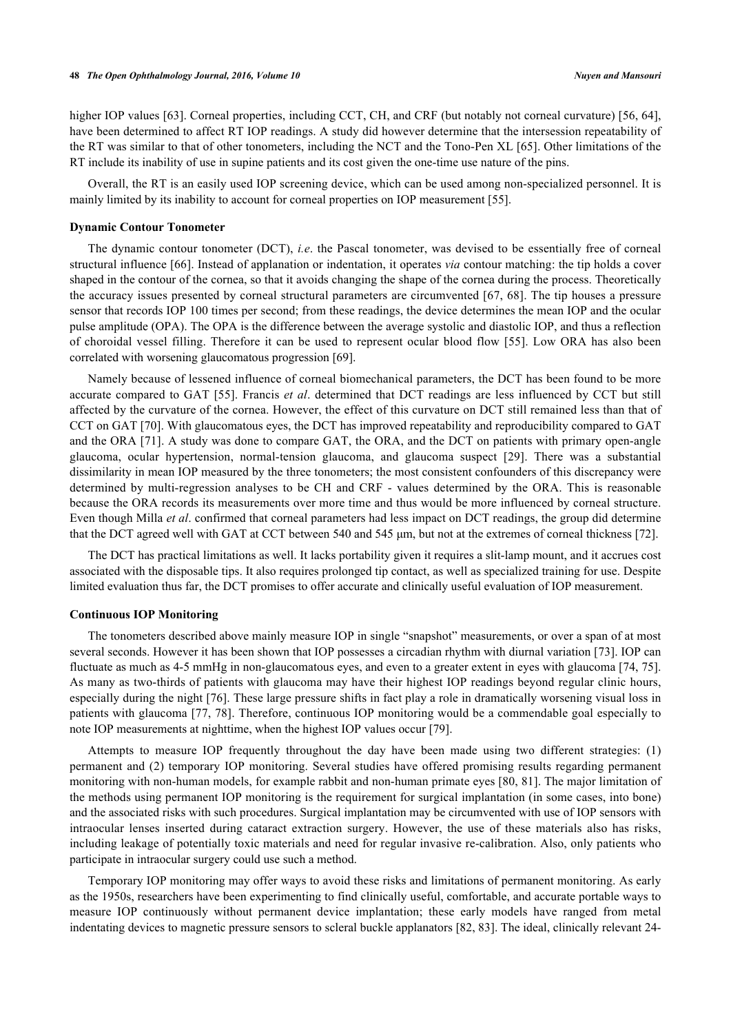higher IOP values [63]. Corneal properties, including CCT, CH, and CRF (but notably not corneal curvature) [56, 64], have been determined to affect RT IOP readings. A study did however determine that the intersession repeatability of the RT was similar to that of other tonometers, including the NCT and the Tono-Pen XL [65]. Other limitations of the RT include its inability of use in supine patients and its cost given the one-time use nature of the pins.

Overall, the RT is an easily used IOP screening device, which can be used among non-specialized personnel. It is mainly limited by its inability to account for corneal properties on IOP measurement [55].

### Dynamic Contour Tonometer

The dynamic contour tonometer (DCT), *i.e*. the Pascal tonometer, was devised to be essentially free of corneal structural influence [66]. Instead of applanation or indentation, it operates *via* contour matching: the tip holds a cover shaped in the contour of the cornea, so that it avoids changing the shape of the cornea during the process. Theoretically the accuracy issues presented by corneal structural parameters are circumvented [67, 68]. The tip houses a pressure sensor that records IOP 100 times per second; from these readings, the device determines the mean IOP and the ocular pulse amplitude (OPA). The OPA is the difference between the average systolic and diastolic IOP, and thus a reflection of choroidal vessel filling. Therefore it can be used to represent ocular blood flow [55]. Low ORA has also been correlated with worsening glaucomatous progression [69].

Namely because of lessened influence of corneal biomechanical parameters, the DCT has been found to be more accurate compared to GAT [55]. Francis *et al*. determined that DCT readings are less influenced by CCT but still affected by the curvature of the cornea. However, the effect of this curvature on DCT still remained less than that of CCT on GAT [70]. With glaucomatous eyes, the DCT has improved repeatability and reproducibility compared to GAT and the ORA [71]. A study was done to compare GAT, the ORA, and the DCT on patients with primary open-angle glaucoma, ocular hypertension, normal-tension glaucoma, and glaucoma suspect [29]. There was a substantial dissimilarity in mean IOP measured by the three tonometers; the most consistent confounders of this discrepancy were determined by multi-regression analyses to be CH and CRF - values determined by the ORA. This is reasonable because the ORA records its measurements over more time and thus would be more influenced by corneal structure. Even though Milla *et al*. confirmed that corneal parameters had less impact on DCT readings, the group did determine that the DCT agreed well with GAT at CCT between 540 and 545 µm, but not at the extremes of corneal thickness [72].

The DCT has practical limitations as well. It lacks portability given it requires a slit-lamp mount, and it accrues cost associated with the disposable tips. It also requires prolonged tip contact, as well as specialized training for use. Despite limited evaluation thus far, the DCT promises to offer accurate and clinically useful evaluation of IOP measurement.

### Continuous IOP Monitoring

The tonometers described above mainly measure IOP in single "snapshot" measurements, or over a span of at most several seconds. However it has been shown that IOP possesses a circadian rhythm with diurnal variation [73]. IOP can fluctuate as much as 4-5 mmHg in non-glaucomatous eyes, and even to a greater extent in eyes with glaucoma [74, 75]. As many as two-thirds of patients with glaucoma may have their highest IOP readings beyond regular clinic hours, especially during the night [76]. These large pressure shifts in fact play a role in dramatically worsening visual loss in patients with glaucoma [77, 78]. Therefore, continuous IOP monitoring would be a commendable goal especially to note IOP measurements at nighttime, when the highest IOP values occur [79].

Attempts to measure IOP frequently throughout the day have been made using two different strategies: (1) permanent and (2) temporary IOP monitoring. Several studies have offered promising results regarding permanent monitoring with non-human models, for example rabbit and non-human primate eyes [80, 81]. The major limitation of the methods using permanent IOP monitoring is the requirement for surgical implantation (in some cases, into bone) and the associated risks with such procedures. Surgical implantation may be circumvented with use of IOP sensors with intraocular lenses inserted during cataract extraction surgery. However, the use of these materials also has risks, including leakage of potentially toxic materials and need for regular invasive re-calibration. Also, only patients who participate in intraocular surgery could use such a method.

Temporary IOP monitoring may offer ways to avoid these risks and limitations of permanent monitoring. As early as the 1950s, researchers have been experimenting to find clinically useful, comfortable, and accurate portable ways to measure IOP continuously without permanent device implantation; these early models have ranged from metal indentating devices to magnetic pressure sensors to scleral buckle applanators [82, 83]. The ideal, clinically relevant 24-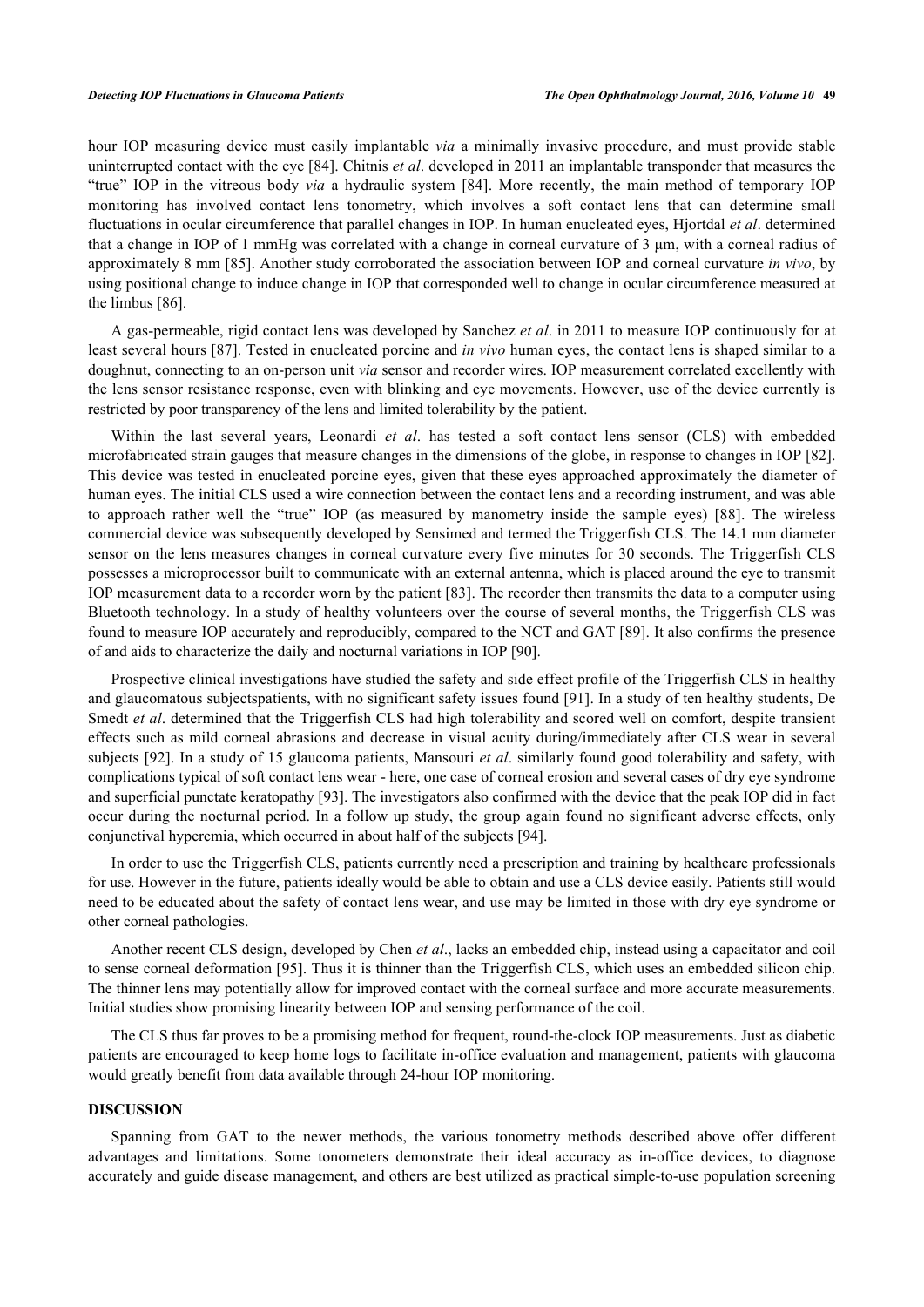hour IOP measuring device must easily implantable *via* a minimally invasive procedure, and must provide stable uninterrupted contact with the eye [84]. Chitnis *et al*. developed in 2011 an implantable transponder that measures the "true" IOP in the vitreous body *via* a hydraulic system [84]. More recently, the main method of temporary IOP monitoring has involved contact lens tonometry, which involves a soft contact lens that can determine small fluctuations in ocular circumference that parallel changes in IOP. In human enucleated eyes, Hjortdal *et al*. determined that a change in IOP of 1 mmHg was correlated with a change in corneal curvature of 3 μm, with a corneal radius of approximately 8 mm [85]. Another study corroborated the association between IOP and corneal curvature *in vivo*, by using positional change to induce change in IOP that corresponded well to change in ocular circumference measured at the limbus [86].

A gas-permeable, rigid contact lens was developed by Sanchez *et al*. in 2011 to measure IOP continuously for at least several hours [87]. Tested in enucleated porcine and *in vivo* human eyes, the contact lens is shaped similar to a doughnut, connecting to an on-person unit *via* sensor and recorder wires. IOP measurement correlated excellently with the lens sensor resistance response, even with blinking and eye movements. However, use of the device currently is restricted by poor transparency of the lens and limited tolerability by the patient.

Within the last several years, Leonardi *et al*. has tested a soft contact lens sensor (CLS) with embedded microfabricated strain gauges that measure changes in the dimensions of the globe, in response to changes in IOP [82]. This device was tested in enucleated porcine eyes, given that these eyes approached approximately the diameter of human eyes. The initial CLS used a wire connection between the contact lens and a recording instrument, and was able to approach rather well the "true" IOP (as measured by manometry inside the sample eyes) [88]. The wireless commercial device was subsequently developed by Sensimed and termed the Triggerfish CLS. The 14.1 mm diameter sensor on the lens measures changes in corneal curvature every five minutes for 30 seconds. The Triggerfish CLS possesses a microprocessor built to communicate with an external antenna, which is placed around the eye to transmit IOP measurement data to a recorder worn by the patient [83]. The recorder then transmits the data to a computer using Bluetooth technology. In a study of healthy volunteers over the course of several months, the Triggerfish CLS was found to measure IOP accurately and reproducibly, compared to the NCT and GAT [89]. It also confirms the presence of and aids to characterize the daily and nocturnal variations in IOP [90].

Prospective clinical investigations have studied the safety and side effect profile of the Triggerfish CLS in healthy and glaucomatous subjectspatients, with no significant safety issues found [91]. In a study of ten healthy students, De Smedt *et al*. determined that the Triggerfish CLS had high tolerability and scored well on comfort, despite transient effects such as mild corneal abrasions and decrease in visual acuity during/immediately after CLS wear in several subjects [92]. In a study of 15 glaucoma patients, Mansouri *et al*. similarly found good tolerability and safety, with complications typical of soft contact lens wear - here, one case of corneal erosion and several cases of dry eye syndrome and superficial punctate keratopathy [93]. The investigators also confirmed with the device that the peak IOP did in fact occur during the nocturnal period. In a follow up study, the group again found no significant adverse effects, only conjunctival hyperemia, which occurred in about half of the subjects [94].

In order to use the Triggerfish CLS, patients currently need a prescription and training by healthcare professionals for use. However in the future, patients ideally would be able to obtain and use a CLS device easily. Patients still would need to be educated about the safety of contact lens wear, and use may be limited in those with dry eye syndrome or other corneal pathologies.

Another recent CLS design, developed by Chen *et al*., lacks an embedded chip, instead using a capacitator and coil to sense corneal deformation [95]. Thus it is thinner than the Triggerfish CLS, which uses an embedded silicon chip. The thinner lens may potentially allow for improved contact with the corneal surface and more accurate measurements. Initial studies show promising linearity between IOP and sensing performance of the coil.

The CLS thus far proves to be a promising method for frequent, round-the-clock IOP measurements. Just as diabetic patients are encouraged to keep home logs to facilitate in-office evaluation and management, patients with glaucoma would greatly benefit from data available through 24-hour IOP monitoring.

## DISCUSSION

Spanning from GAT to the newer methods, the various tonometry methods described above offer different advantages and limitations. Some tonometers demonstrate their ideal accuracy as in-office devices, to diagnose accurately and guide disease management, and others are best utilized as practical simple-to-use population screening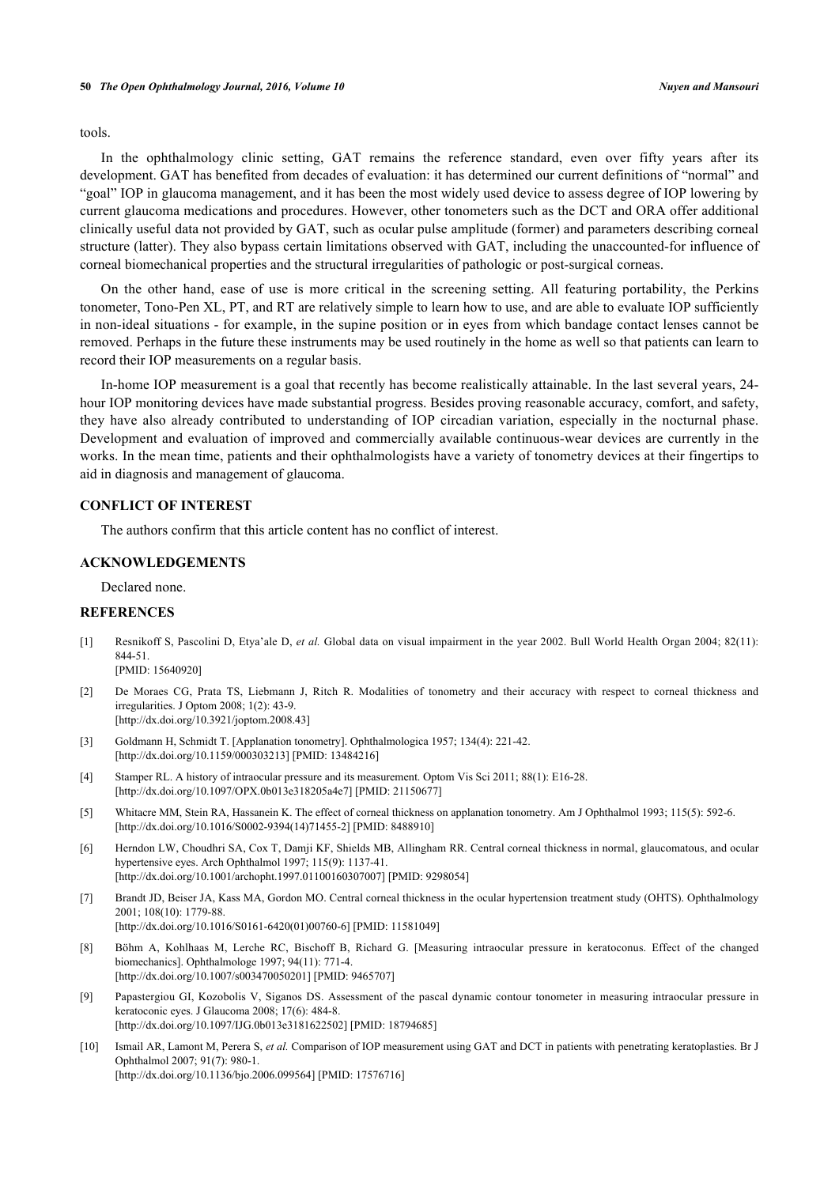tools.

In the ophthalmology clinic setting, GAT remains the reference standard, even over fifty years after its development. GAT has benefited from decades of evaluation: it has determined our current definitions of "normal" and "goal" IOP in glaucoma management, and it has been the most widely used device to assess degree of IOP lowering by current glaucoma medications and procedures. However, other tonometers such as the DCT and ORA offer additional clinically useful data not provided by GAT, such as ocular pulse amplitude (former) and parameters describing corneal structure (latter). They also bypass certain limitations observed with GAT, including the unaccounted-for influence of corneal biomechanical properties and the structural irregularities of pathologic or post-surgical corneas.

On the other hand, ease of use is more critical in the screening setting. All featuring portability, the Perkins tonometer, Tono-Pen XL, PT, and RT are relatively simple to learn how to use, and are able to evaluate IOP sufficiently in non-ideal situations - for example, in the supine position or in eyes from which bandage contact lenses cannot be removed. Perhaps in the future these instruments may be used routinely in the home as well so that patients can learn to record their IOP measurements on a regular basis.

In-home IOP measurement is a goal that recently has become realistically attainable. In the last several years, 24-hour IOP monitoring devices have made substantial progress. Besides proving reasonable accuracy, comfort, and safety, they have also already contributed to understanding of IOP circadian variation, especially in the nocturnal phase. Development and evaluation of improved and commercially available continuous-wear devices are currently in the works. In the mean time, patients and their ophthalmologists have a variety of tonometry devices at their fingertips to aid in diagnosis and management of glaucoma.

## CONFLICT OF INTEREST

The authors confirm that this article content has no conflict of interest.

## ACKNOWLEDGEMENTS

Declared none.

## REFERENCES

[1] Resnikoff S, Pascolini D, Etya'ale D, *et al.* Global data on visual impairment in the year 2002. Bull World Health Organ 2004; 82(11): 844-51. [PMID: 15640920]

[2] De Moraes CG, Prata TS, Liebmann J, Ritch R. Modalities of tonometry and their accuracy with respect to corneal thickness and irregularities. J Optom 2008; 1(2): 43-9. [http://dx.doi.org/10.3921/joptom.2008.43]

[3] Goldmann H, Schmidt T. [Applanation tonometry]. Ophthalmologica 1957; 134(4): 221-42. [http://dx.doi.org/10.1159/000303213] [PMID: 13484216]

[4] Stamper RL. A history of intraocular pressure and its measurement. Optom Vis Sci 2011; 88(1): E16-28. [http://dx.doi.org/10.1097/OPX.0b013e318205a4e7] [PMID: 21150677]

[5] Whitacre MM, Stein RA, Hassanein K. The effect of corneal thickness on applanation tonometry. Am J Ophthalmol 1993; 115(5): 592-6. [http://dx.doi.org/10.1016/S0002-9394(14)71455-2] [PMID: 8488910]

[6] Herndon LW, Choudhri SA, Cox T, Damji KF, Shields MB, Allingham RR. Central corneal thickness in normal, glaucomatous, and ocular hypertensive eyes. Arch Ophthalmol 1997; 115(9): 1137-41. [http://dx.doi.org/10.1001/archopht.1997.01100160307007] [PMID: 9298054]

[7] Brandt JD, Beiser JA, Kass MA, Gordon MO. Central corneal thickness in the ocular hypertension treatment study (OHTS). Ophthalmology 2001; 108(10): 1779-88. [http://dx.doi.org/10.1016/S0161-6420(01)00760-6] [PMID: 11581049]

[8] Böhm A, Kohlhaas M, Lerche RC, Bischoff B, Richard G. [Measuring intraocular pressure in keratoconus. Effect of the changed biomechanics]. Ophthalmologe 1997; 94(11): 771-4. [http://dx.doi.org/10.1007/s003470050201] [PMID: 9465707]

[9] Papastergiou GI, Kozobolis V, Siganos DS. Assessment of the pascal dynamic contour tonometer in measuring intraocular pressure in keratoconic eyes. J Glaucoma 2008; 17(6): 484-8. [http://dx.doi.org/10.1097/IJG.0b013e3181622502] [PMID: 18794685]

[10] Ismail AR, Lamont M, Perera S, *et al.* Comparison of IOP measurement using GAT and DCT in patients with penetrating keratoplasties. Br J Ophthalmol 2007; 91(7): 980-1. [http://dx.doi.org/10.1136/bjo.2006.099564] [PMID: 17576716]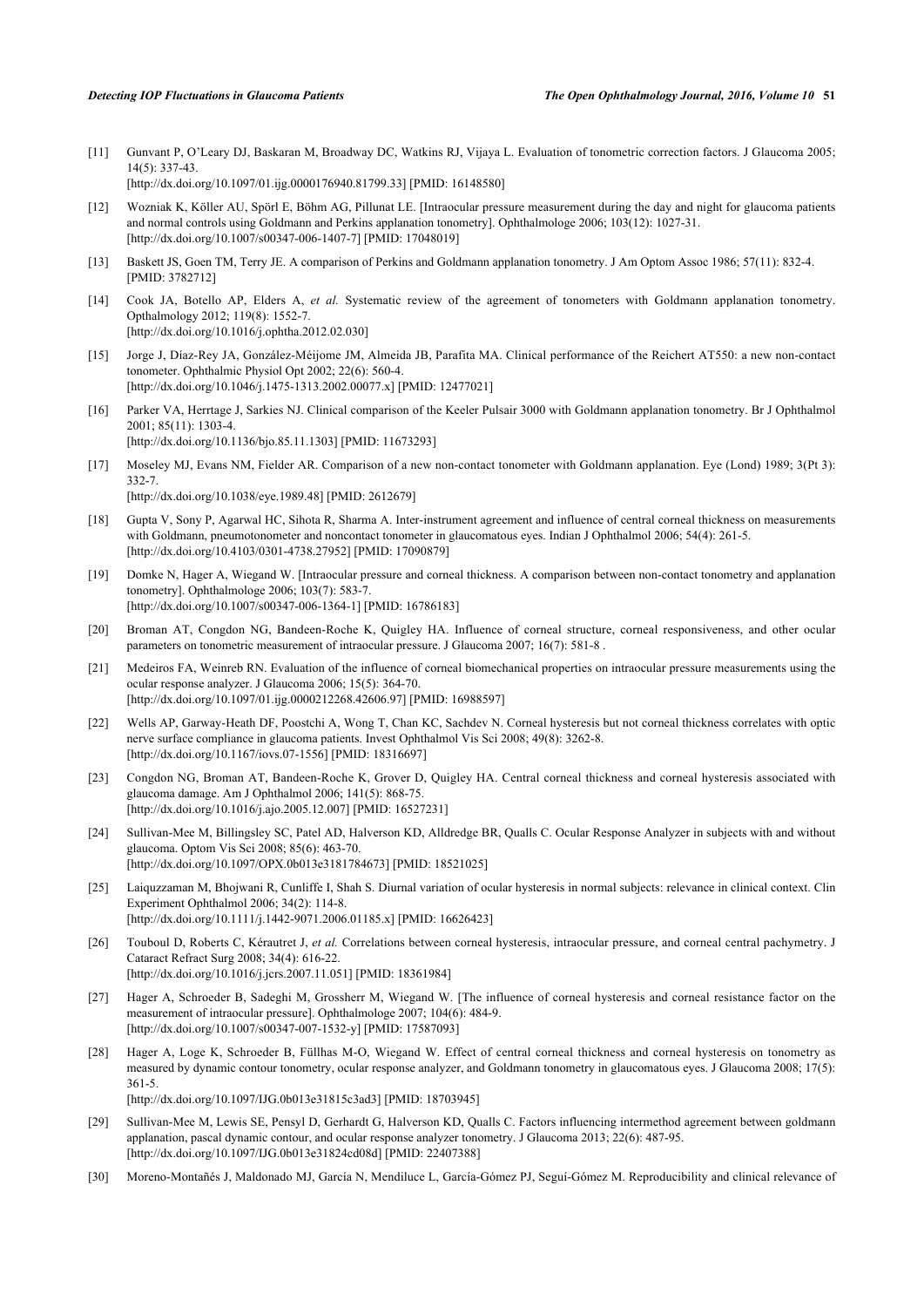[11] Gunvant P, O'Leary DJ, Baskaran M, Broadway DC, Watkins RJ, Vijaya L. Evaluation of tonometric correction factors. J Glaucoma 2005; 14(5): 337-43.
[http://dx.doi.org/10.1097/01.ijg.0000176940.81799.33] [PMID: 16148580]

[12] Wozniak K, Köller AU, Spörl E, Böhm AG, Pillunat LE. [Intraocular pressure measurement during the day and night for glaucoma patients and normal controls using Goldmann and Perkins applanation tonometry]. Ophthalmologe 2006; 103(12): 1027-31.
[http://dx.doi.org/10.1007/s00347-006-1407-7] [PMID: 17048019]

[13] Baskett JS, Goen TM, Terry JE. A comparison of Perkins and Goldmann applanation tonometry. J Am Optom Assoc 1986; 57(11): 832-4. [PMID: 3782712]

[14] Cook JA, Botello AP, Elders A, *et al.* Systematic review of the agreement of tonometers with Goldmann applanation tonometry. Opthalmology 2012; 119(8): 1552-7.
[http://dx.doi.org/10.1016/j.ophtha.2012.02.030]

[15] Jorge J, Díaz-Rey JA, González-Méijome JM, Almeida JB, Parafita MA. Clinical performance of the Reichert AT550: a new non-contact tonometer. Ophthalmic Physiol Opt 2002; 22(6): 560-4.
[http://dx.doi.org/10.1046/j.1475-1313.2002.00077.x] [PMID: 12477021]

[16] Parker VA, Herrtage J, Sarkies NJ. Clinical comparison of the Keeler Pulsair 3000 with Goldmann applanation tonometry. Br J Ophthalmol 2001; 85(11): 1303-4.
[http://dx.doi.org/10.1136/bjo.85.11.1303] [PMID: 11673293]

[17] Moseley MJ, Evans NM, Fielder AR. Comparison of a new non-contact tonometer with Goldmann applanation. Eye (Lond) 1989; 3(Pt 3): 332-7.
[http://dx.doi.org/10.1038/eye.1989.48] [PMID: 2612679]

[18] Gupta V, Sony P, Agarwal HC, Sihota R, Sharma A. Inter-instrument agreement and influence of central corneal thickness on measurements with Goldmann, pneumotonometer and noncontact tonometer in glaucomatous eyes. Indian J Ophthalmol 2006; 54(4): 261-5.
[http://dx.doi.org/10.4103/0301-4738.27952] [PMID: 17090879]

[19] Domke N, Hager A, Wiegand W. [Intraocular pressure and corneal thickness. A comparison between non-contact tonometry and applanation tonometry]. Ophthalmologe 2006; 103(7): 583-7.
[http://dx.doi.org/10.1007/s00347-006-1364-1] [PMID: 16786183]

[20] Broman AT, Congdon NG, Bandeen-Roche K, Quigley HA. Influence of corneal structure, corneal responsiveness, and other ocular parameters on tonometric measurement of intraocular pressure. J Glaucoma 2007; 16(7): 581-8 .

[21] Medeiros FA, Weinreb RN. Evaluation of the influence of corneal biomechanical properties on intraocular pressure measurements using the ocular response analyzer. J Glaucoma 2006; 15(5): 364-70.
[http://dx.doi.org/10.1097/01.ijg.0000212268.42606.97] [PMID: 16988597]

[22] Wells AP, Garway-Heath DF, Poostchi A, Wong T, Chan KC, Sachdev N. Corneal hysteresis but not corneal thickness correlates with optic nerve surface compliance in glaucoma patients. Invest Ophthalmol Vis Sci 2008; 49(8): 3262-8.
[http://dx.doi.org/10.1167/iovs.07-1556] [PMID: 18316697]

[23] Congdon NG, Broman AT, Bandeen-Roche K, Grover D, Quigley HA. Central corneal thickness and corneal hysteresis associated with glaucoma damage. Am J Ophthalmol 2006; 141(5): 868-75.
[http://dx.doi.org/10.1016/j.ajo.2005.12.007] [PMID: 16527231]

[24] Sullivan-Mee M, Billingsley SC, Patel AD, Halverson KD, Alldredge BR, Qualls C. Ocular Response Analyzer in subjects with and without glaucoma. Optom Vis Sci 2008; 85(6): 463-70.
[http://dx.doi.org/10.1097/OPX.0b013e3181784673] [PMID: 18521025]

[25] Laiquzzaman M, Bhojwani R, Cunliffe I, Shah S. Diurnal variation of ocular hysteresis in normal subjects: relevance in clinical context. Clin Experiment Ophthalmol 2006; 34(2): 114-8.
[http://dx.doi.org/10.1111/j.1442-9071.2006.01185.x] [PMID: 16626423]

[26] Touboul D, Roberts C, Kérautret J, *et al.* Correlations between corneal hysteresis, intraocular pressure, and corneal central pachymetry. J Cataract Refract Surg 2008; 34(4): 616-22.
[http://dx.doi.org/10.1016/j.jcrs.2007.11.051] [PMID: 18361984]

[27] Hager A, Schroeder B, Sadeghi M, Grossherr M, Wiegand W. [The influence of corneal hysteresis and corneal resistance factor on the measurement of intraocular pressure]. Ophthalmologe 2007; 104(6): 484-9.
[http://dx.doi.org/10.1007/s00347-007-1532-y] [PMID: 17587093]

[28] Hager A, Loge K, Schroeder B, Füllhas M-O, Wiegand W. Effect of central corneal thickness and corneal hysteresis on tonometry as measured by dynamic contour tonometry, ocular response analyzer, and Goldmann tonometry in glaucomatous eyes. J Glaucoma 2008; 17(5): 361-5.
[http://dx.doi.org/10.1097/IJG.0b013e31815c3ad3] [PMID: 18703945]

[29] Sullivan-Mee M, Lewis SE, Pensyl D, Gerhardt G, Halverson KD, Qualls C. Factors influencing intermethod agreement between goldmann applanation, pascal dynamic contour, and ocular response analyzer tonometry. J Glaucoma 2013; 22(6): 487-95.
[http://dx.doi.org/10.1097/IJG.0b013e31824cd08d] [PMID: 22407388]

[30] Moreno-Montañés J, Maldonado MJ, García N, Mendiluce L, García-Gómez PJ, Seguí-Gómez M. Reproducibility and clinical relevance of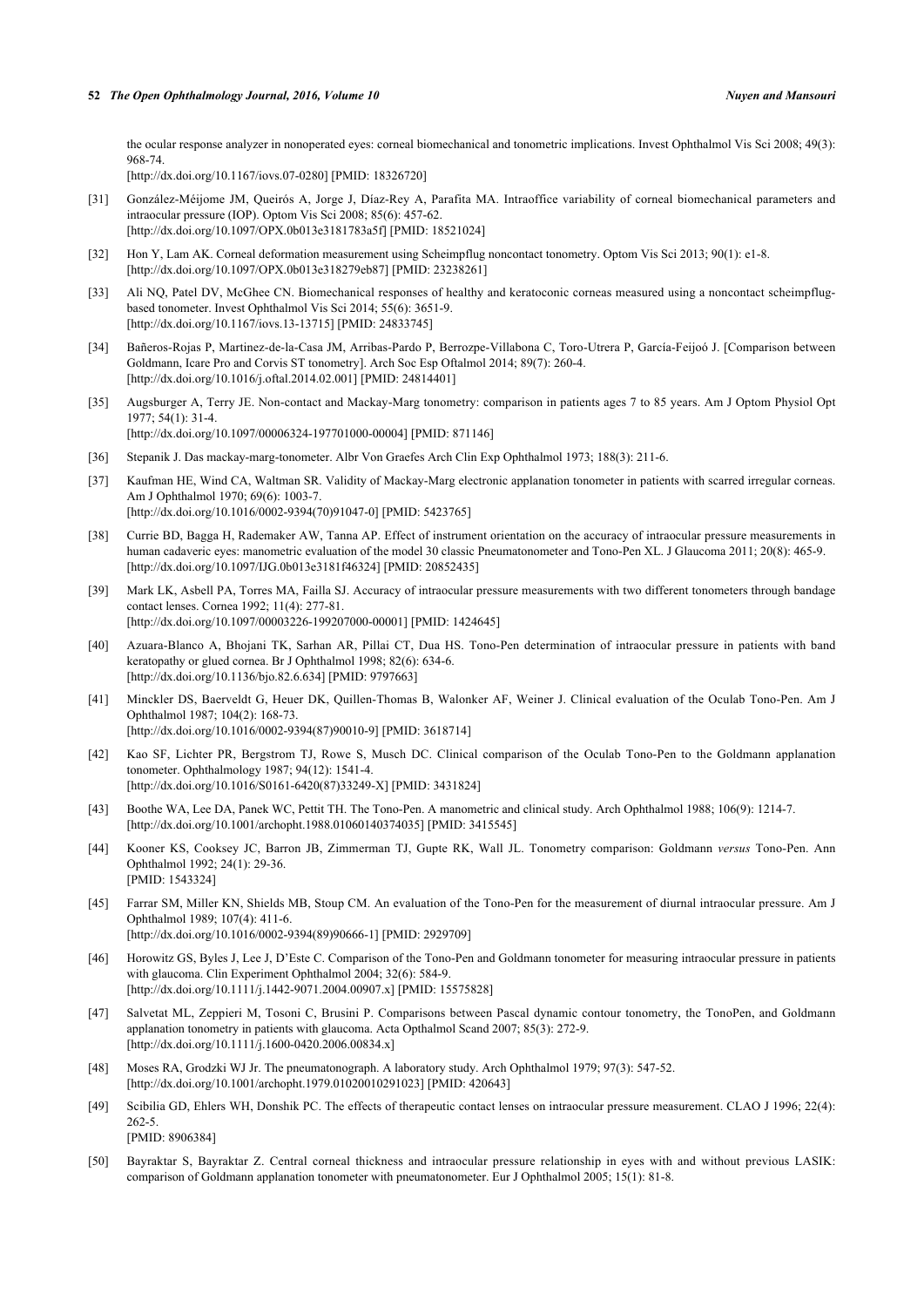the ocular response analyzer in nonoperated eyes: corneal biomechanical and tonometric implications. Invest Ophthalmol Vis Sci 2008; 49(3): 968-74.
[http://dx.doi.org/10.1167/iovs.07-0280] [PMID: 18326720]

[31] González-Méijome JM, Queirós A, Jorge J, Díaz-Rey A, Parafita MA. Intraoffice variability of corneal biomechanical parameters and intraocular pressure (IOP). Optom Vis Sci 2008; 85(6): 457-62.
[http://dx.doi.org/10.1097/OPX.0b013e3181783a5f] [PMID: 18521024]

[32] Hon Y, Lam AK. Corneal deformation measurement using Scheimpflug noncontact tonometry. Optom Vis Sci 2013; 90(1): e1-8.
[http://dx.doi.org/10.1097/OPX.0b013e318279eb87] [PMID: 23238261]

[33] Ali NQ, Patel DV, McGhee CN. Biomechanical responses of healthy and keratoconic corneas measured using a noncontact scheimpflug-based tonometer. Invest Ophthalmol Vis Sci 2014; 55(6): 3651-9.
[http://dx.doi.org/10.1167/iovs.13-13715] [PMID: 24833745]

[34] Bañeros-Rojas P, Martinez-de-la-Casa JM, Arribas-Pardo P, Berrozpe-Villabona C, Toro-Utrera P, García-Feijoó J. [Comparison between Goldmann, Icare Pro and Corvis ST tonometry]. Arch Soc Esp Oftalmol 2014; 89(7): 260-4.
[http://dx.doi.org/10.1016/j.oftal.2014.02.001] [PMID: 24814401]

[35] Augsburger A, Terry JE. Non-contact and Mackay-Marg tonometry: comparison in patients ages 7 to 85 years. Am J Optom Physiol Opt 1977; 54(1): 31-4.
[http://dx.doi.org/10.1097/00006324-197701000-00004] [PMID: 871146]

[36] Stepanik J. Das mackay-marg-tonometer. Albr Von Graefes Arch Clin Exp Ophthalmol 1973; 188(3): 211-6.

[37] Kaufman HE, Wind CA, Waltman SR. Validity of Mackay-Marg electronic applanation tonometer in patients with scarred irregular corneas. Am J Ophthalmol 1970; 69(6): 1003-7.
[http://dx.doi.org/10.1016/0002-9394(70)91047-0] [PMID: 5423765]

[38] Currie BD, Bagga H, Rademaker AW, Tanna AP. Effect of instrument orientation on the accuracy of intraocular pressure measurements in human cadaveric eyes: manometric evaluation of the model 30 classic Pneumatonometer and Tono-Pen XL. J Glaucoma 2011; 20(8): 465-9.
[http://dx.doi.org/10.1097/IJG.0b013e3181f46324] [PMID: 20852435]

[39] Mark LK, Asbell PA, Torres MA, Failla SJ. Accuracy of intraocular pressure measurements with two different tonometers through bandage contact lenses. Cornea 1992; 11(4): 277-81.
[http://dx.doi.org/10.1097/00003226-199207000-00001] [PMID: 1424645]

[40] Azuara-Blanco A, Bhojani TK, Sarhan AR, Pillai CT, Dua HS. Tono-Pen determination of intraocular pressure in patients with band keratopathy or glued cornea. Br J Ophthalmol 1998; 82(6): 634-6.
[http://dx.doi.org/10.1136/bjo.82.6.634] [PMID: 9797663]

[41] Minckler DS, Baerveldt G, Heuer DK, Quillen-Thomas B, Walonker AF, Weiner J. Clinical evaluation of the Oculab Tono-Pen. Am J Ophthalmol 1987; 104(2): 168-73.
[http://dx.doi.org/10.1016/0002-9394(87)90010-9] [PMID: 3618714]

[42] Kao SF, Lichter PR, Bergstrom TJ, Rowe S, Musch DC. Clinical comparison of the Oculab Tono-Pen to the Goldmann applanation tonometer. Ophthalmology 1987; 94(12): 1541-4.
[http://dx.doi.org/10.1016/S0161-6420(87)33249-X] [PMID: 3431824]

[43] Boothe WA, Lee DA, Panek WC, Pettit TH. The Tono-Pen. A manometric and clinical study. Arch Ophthalmol 1988; 106(9): 1214-7.
[http://dx.doi.org/10.1001/archopht.1988.01060140374035] [PMID: 3415545]

[44] Kooner KS, Cooksey JC, Barron JB, Zimmerman TJ, Gupte RK, Wall JL. Tonometry comparison: Goldmann *versus* Tono-Pen. Ann Ophthalmol 1992; 24(1): 29-36.
[PMID: 1543324]

[45] Farrar SM, Miller KN, Shields MB, Stoup CM. An evaluation of the Tono-Pen for the measurement of diurnal intraocular pressure. Am J Ophthalmol 1989; 107(4): 411-6.
[http://dx.doi.org/10.1016/0002-9394(89)90666-1] [PMID: 2929709]

[46] Horowitz GS, Byles J, Lee J, D'Este C. Comparison of the Tono-Pen and Goldmann tonometer for measuring intraocular pressure in patients with glaucoma. Clin Experiment Ophthalmol 2004; 32(6): 584-9.
[http://dx.doi.org/10.1111/j.1442-9071.2004.00907.x] [PMID: 15575828]

[47] Salvetat ML, Zeppieri M, Tosoni C, Brusini P. Comparisons between Pascal dynamic contour tonometry, the TonoPen, and Goldmann applanation tonometry in patients with glaucoma. Acta Opthalmol Scand 2007; 85(3): 272-9.
[http://dx.doi.org/10.1111/j.1600-0420.2006.00834.x]

[48] Moses RA, Grodzki WJ Jr. The pneumatonograph. A laboratory study. Arch Ophthalmol 1979; 97(3): 547-52.
[http://dx.doi.org/10.1001/archopht.1979.01020010291023] [PMID: 420643]

[49] Scibilia GD, Ehlers WH, Donshik PC. The effects of therapeutic contact lenses on intraocular pressure measurement. CLAO J 1996; 22(4): 262-5.
[PMID: 8906384]

[50] Bayraktar S, Bayraktar Z. Central corneal thickness and intraocular pressure relationship in eyes with and without previous LASIK: comparison of Goldmann applanation tonometer with pneumatonometer. Eur J Ophthalmol 2005; 15(1): 81-8.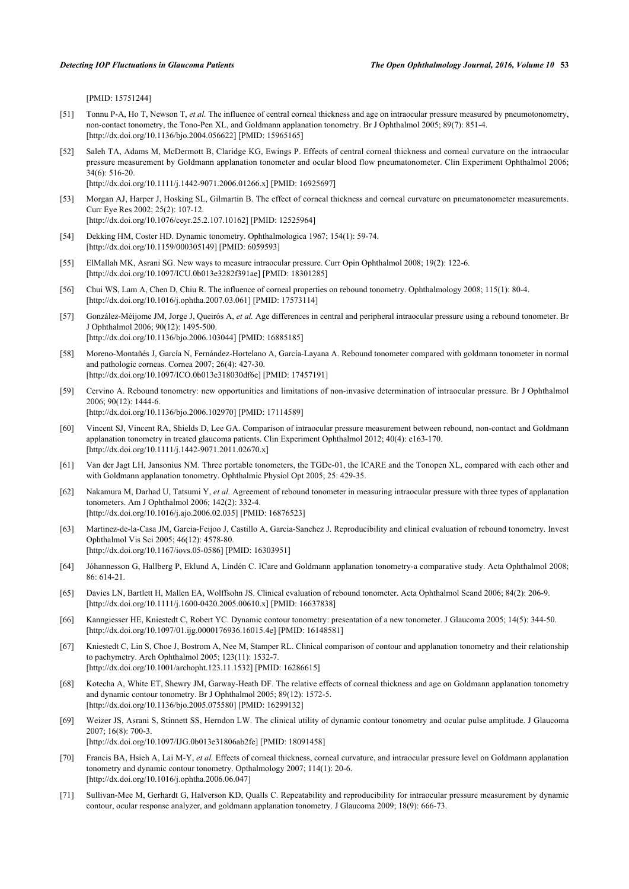[PMID: 15751244]

[51] Tonnu P-A, Ho T, Newson T, *et al.* The influence of central corneal thickness and age on intraocular pressure measured by pneumotonometry, non-contact tonometry, the Tono-Pen XL, and Goldmann applanation tonometry. Br J Ophthalmol 2005; 89(7): 851-4. [http://dx.doi.org/10.1136/bjo.2004.056622] [PMID: 15965165]

[52] Saleh TA, Adams M, McDermott B, Claridge KG, Ewings P. Effects of central corneal thickness and corneal curvature on the intraocular pressure measurement by Goldmann applanation tonometer and ocular blood flow pneumatonometer. Clin Experiment Ophthalmol 2006; 34(6): 516-20. [http://dx.doi.org/10.1111/j.1442-9071.2006.01266.x] [PMID: 16925697]

[53] Morgan AJ, Harper J, Hosking SL, Gilmartin B. The effect of corneal thickness and corneal curvature on pneumatonometer measurements. Curr Eye Res 2002; 25(2): 107-12. [http://dx.doi.org/10.1076/ceyr.25.2.107.10162] [PMID: 12525964]

[54] Dekking HM, Coster HD. Dynamic tonometry. Ophthalmologica 1967; 154(1): 59-74. [http://dx.doi.org/10.1159/000305149] [PMID: 6059593]

[55] ElMallah MK, Asrani SG. New ways to measure intraocular pressure. Curr Opin Ophthalmol 2008; 19(2): 122-6. [http://dx.doi.org/10.1097/ICU.0b013e3282f391ae] [PMID: 18301285]

[56] Chui WS, Lam A, Chen D, Chiu R. The influence of corneal properties on rebound tonometry. Ophthalmology 2008; 115(1): 80-4. [http://dx.doi.org/10.1016/j.ophtha.2007.03.061] [PMID: 17573114]

[57] González-Méijome JM, Jorge J, Queirós A, *et al.* Age differences in central and peripheral intraocular pressure using a rebound tonometer. Br J Ophthalmol 2006; 90(12): 1495-500. [http://dx.doi.org/10.1136/bjo.2006.103044] [PMID: 16885185]

[58] Moreno-Montañés J, García N, Fernández-Hortelano A, García-Layana A. Rebound tonometer compared with goldmann tonometer in normal and pathologic corneas. Cornea 2007; 26(4): 427-30. [http://dx.doi.org/10.1097/ICO.0b013e318030df6e] [PMID: 17457191]

[59] Cervino A. Rebound tonometry: new opportunities and limitations of non-invasive determination of intraocular pressure. Br J Ophthalmol 2006; 90(12): 1444-6. [http://dx.doi.org/10.1136/bjo.2006.102970] [PMID: 17114589]

[60] Vincent SJ, Vincent RA, Shields D, Lee GA. Comparison of intraocular pressure measurement between rebound, non-contact and Goldmann applanation tonometry in treated glaucoma patients. Clin Experiment Ophthalmol 2012; 40(4): e163-170. [http://dx.doi.org/10.1111/j.1442-9071.2011.02670.x]

[61] Van der Jagt LH, Jansonius NM. Three portable tonometers, the TGDc-01, the ICARE and the Tonopen XL, compared with each other and with Goldmann applanation tonometry. Ophthalmic Physiol Opt 2005; 25: 429-35.

[62] Nakamura M, Darhad U, Tatsumi Y, *et al.* Agreement of rebound tonometer in measuring intraocular pressure with three types of applanation tonometers. Am J Ophthalmol 2006; 142(2): 332-4. [http://dx.doi.org/10.1016/j.ajo.2006.02.035] [PMID: 16876523]

[63] Martinez-de-la-Casa JM, Garcia-Feijoo J, Castillo A, Garcia-Sanchez J. Reproducibility and clinical evaluation of rebound tonometry. Invest Ophthalmol Vis Sci 2005; 46(12): 4578-80. [http://dx.doi.org/10.1167/iovs.05-0586] [PMID: 16303951]

[64] Jóhannesson G, Hallberg P, Eklund A, Lindén C. ICare and Goldmann applanation tonometry-a comparative study. Acta Ophthalmol 2008; 86: 614-21.

[65] Davies LN, Bartlett H, Mallen EA, Wolffsohn JS. Clinical evaluation of rebound tonometer. Acta Ophthalmol Scand 2006; 84(2): 206-9. [http://dx.doi.org/10.1111/j.1600-0420.2005.00610.x] [PMID: 16637838]

[66] Kanngiesser HE, Kniestedt C, Robert YC. Dynamic contour tonometry: presentation of a new tonometer. J Glaucoma 2005; 14(5): 344-50. [http://dx.doi.org/10.1097/01.ijg.0000176936.16015.4e] [PMID: 16148581]

[67] Kniestedt C, Lin S, Choe J, Bostrom A, Nee M, Stamper RL. Clinical comparison of contour and applanation tonometry and their relationship to pachymetry. Arch Ophthalmol 2005; 123(11): 1532-7. [http://dx.doi.org/10.1001/archopht.123.11.1532] [PMID: 16286615]

[68] Kotecha A, White ET, Shewry JM, Garway-Heath DF. The relative effects of corneal thickness and age on Goldmann applanation tonometry and dynamic contour tonometry. Br J Ophthalmol 2005; 89(12): 1572-5. [http://dx.doi.org/10.1136/bjo.2005.075580] [PMID: 16299132]

[69] Weizer JS, Asrani S, Stinnett SS, Herndon LW. The clinical utility of dynamic contour tonometry and ocular pulse amplitude. J Glaucoma 2007; 16(8): 700-3. [http://dx.doi.org/10.1097/IJG.0b013e31806ab2fe] [PMID: 18091458]

[70] Francis BA, Hsieh A, Lai M-Y, *et al.* Effects of corneal thickness, corneal curvature, and intraocular pressure level on Goldmann applanation tonometry and dynamic contour tonometry. Opthalmology 2007; 114(1): 20-6. [http://dx.doi.org/10.1016/j.ophtha.2006.06.047]

[71] Sullivan-Mee M, Gerhardt G, Halverson KD, Qualls C. Repeatability and reproducibility for intraocular pressure measurement by dynamic contour, ocular response analyzer, and goldmann applanation tonometry. J Glaucoma 2009; 18(9): 666-73.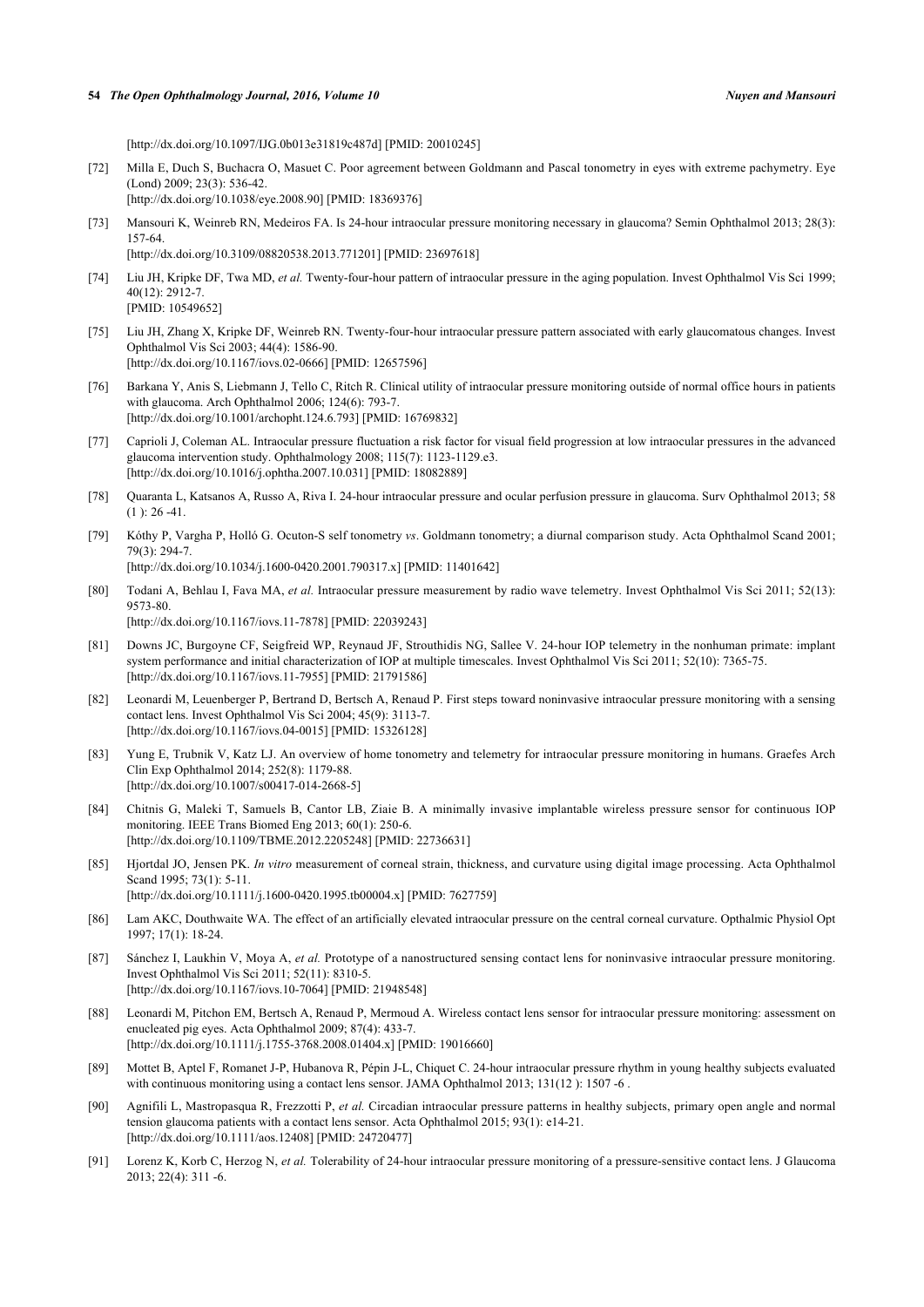[http://dx.doi.org/10.1097/IJG.0b013e31819c487d] [PMID: 20010245]

[72] Milla E, Duch S, Buchacra O, Masuet C. Poor agreement between Goldmann and Pascal tonometry in eyes with extreme pachymetry. Eye (Lond) 2009; 23(3): 536-42.
[http://dx.doi.org/10.1038/eye.2008.90] [PMID: 18369376]

[73] Mansouri K, Weinreb RN, Medeiros FA. Is 24-hour intraocular pressure monitoring necessary in glaucoma? Semin Ophthalmol 2013; 28(3): 157-64.
[http://dx.doi.org/10.3109/08820538.2013.771201] [PMID: 23697618]

[74] Liu JH, Kripke DF, Twa MD, *et al.* Twenty-four-hour pattern of intraocular pressure in the aging population. Invest Ophthalmol Vis Sci 1999; 40(12): 2912-7.
[PMID: 10549652]

[75] Liu JH, Zhang X, Kripke DF, Weinreb RN. Twenty-four-hour intraocular pressure pattern associated with early glaucomatous changes. Invest Ophthalmol Vis Sci 2003; 44(4): 1586-90.
[http://dx.doi.org/10.1167/iovs.02-0666] [PMID: 12657596]

[76] Barkana Y, Anis S, Liebmann J, Tello C, Ritch R. Clinical utility of intraocular pressure monitoring outside of normal office hours in patients with glaucoma. Arch Ophthalmol 2006; 124(6): 793-7.
[http://dx.doi.org/10.1001/archopht.124.6.793] [PMID: 16769832]

[77] Caprioli J, Coleman AL. Intraocular pressure fluctuation a risk factor for visual field progression at low intraocular pressures in the advanced glaucoma intervention study. Ophthalmology 2008; 115(7): 1123-1129.e3.
[http://dx.doi.org/10.1016/j.ophtha.2007.10.031] [PMID: 18082889]

[78] Quaranta L, Katsanos A, Russo A, Riva I. 24-hour intraocular pressure and ocular perfusion pressure in glaucoma. Surv Ophthalmol 2013; 58 (1 ): 26 -41.

[79] Kóthy P, Vargha P, Holló G. Ocuton-S self tonometry *vs*. Goldmann tonometry; a diurnal comparison study. Acta Ophthalmol Scand 2001; 79(3): 294-7.
[http://dx.doi.org/10.1034/j.1600-0420.2001.790317.x] [PMID: 11401642]

[80] Todani A, Behlau I, Fava MA, *et al.* Intraocular pressure measurement by radio wave telemetry. Invest Ophthalmol Vis Sci 2011; 52(13): 9573-80.
[http://dx.doi.org/10.1167/iovs.11-7878] [PMID: 22039243]

[81] Downs JC, Burgoyne CF, Seigfreid WP, Reynaud JF, Strouthidis NG, Sallee V. 24-hour IOP telemetry in the nonhuman primate: implant system performance and initial characterization of IOP at multiple timescales. Invest Ophthalmol Vis Sci 2011; 52(10): 7365-75.
[http://dx.doi.org/10.1167/iovs.11-7955] [PMID: 21791586]

[82] Leonardi M, Leuenberger P, Bertrand D, Bertsch A, Renaud P. First steps toward noninvasive intraocular pressure monitoring with a sensing contact lens. Invest Ophthalmol Vis Sci 2004; 45(9): 3113-7.
[http://dx.doi.org/10.1167/iovs.04-0015] [PMID: 15326128]

[83] Yung E, Trubnik V, Katz LJ. An overview of home tonometry and telemetry for intraocular pressure monitoring in humans. Graefes Arch Clin Exp Ophthalmol 2014; 252(8): 1179-88.
[http://dx.doi.org/10.1007/s00417-014-2668-5]

[84] Chitnis G, Maleki T, Samuels B, Cantor LB, Ziaie B. A minimally invasive implantable wireless pressure sensor for continuous IOP monitoring. IEEE Trans Biomed Eng 2013; 60(1): 250-6.
[http://dx.doi.org/10.1109/TBME.2012.2205248] [PMID: 22736631]

[85] Hjortdal JO, Jensen PK. *In vitro* measurement of corneal strain, thickness, and curvature using digital image processing. Acta Ophthalmol Scand 1995; 73(1): 5-11.
[http://dx.doi.org/10.1111/j.1600-0420.1995.tb00004.x] [PMID: 7627759]

[86] Lam AKC, Douthwaite WA. The effect of an artificially elevated intraocular pressure on the central corneal curvature. Opthalmic Physiol Opt 1997; 17(1): 18-24.

[87] Sánchez I, Laukhin V, Moya A, *et al.* Prototype of a nanostructured sensing contact lens for noninvasive intraocular pressure monitoring. Invest Ophthalmol Vis Sci 2011; 52(11): 8310-5.
[http://dx.doi.org/10.1167/iovs.10-7064] [PMID: 21948548]

[88] Leonardi M, Pitchon EM, Bertsch A, Renaud P, Mermoud A. Wireless contact lens sensor for intraocular pressure monitoring: assessment on enucleated pig eyes. Acta Ophthalmol 2009; 87(4): 433-7.
[http://dx.doi.org/10.1111/j.1755-3768.2008.01404.x] [PMID: 19016660]

[89] Mottet B, Aptel F, Romanet J-P, Hubanova R, Pépin J-L, Chiquet C. 24-hour intraocular pressure rhythm in young healthy subjects evaluated with continuous monitoring using a contact lens sensor. JAMA Ophthalmol 2013; 131(12 ): 1507 -6 .

[90] Agnifili L, Mastropasqua R, Frezzotti P, *et al.* Circadian intraocular pressure patterns in healthy subjects, primary open angle and normal tension glaucoma patients with a contact lens sensor. Acta Ophthalmol 2015; 93(1): e14-21.
[http://dx.doi.org/10.1111/aos.12408] [PMID: 24720477]

[91] Lorenz K, Korb C, Herzog N, *et al.* Tolerability of 24-hour intraocular pressure monitoring of a pressure-sensitive contact lens. J Glaucoma 2013; 22(4): 311 -6.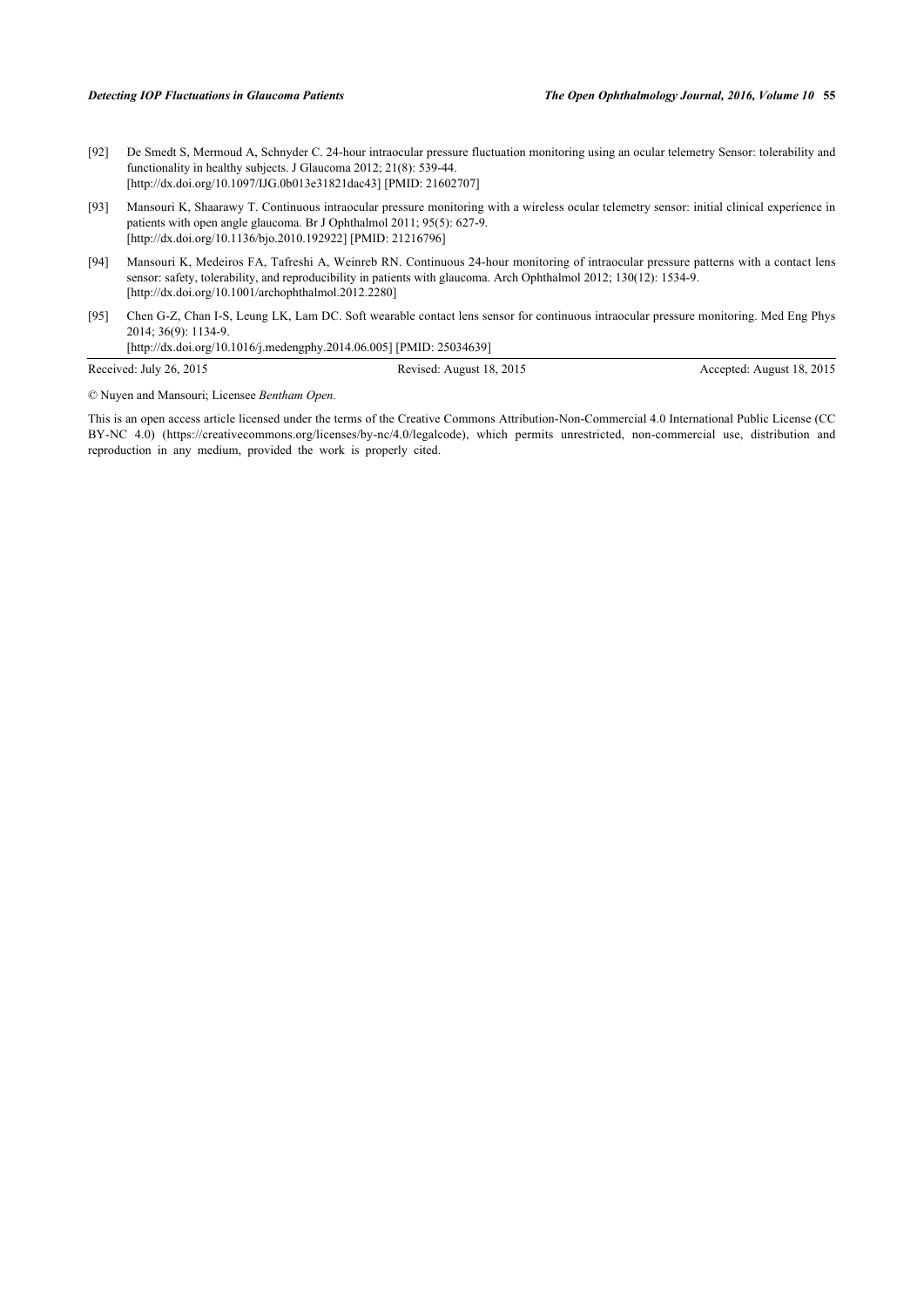[92] De Smedt S, Mermoud A, Schnyder C. 24-hour intraocular pressure fluctuation monitoring using an ocular telemetry Sensor: tolerability and functionality in healthy subjects. J Glaucoma 2012; 21(8): 539-44.
[http://dx.doi.org/10.1097/IJG.0b013e31821dac43] [PMID: 21602707]

[93] Mansouri K, Shaarawy T. Continuous intraocular pressure monitoring with a wireless ocular telemetry sensor: initial clinical experience in patients with open angle glaucoma. Br J Ophthalmol 2011; 95(5): 627-9.
[http://dx.doi.org/10.1136/bjo.2010.192922] [PMID: 21216796]

[94] Mansouri K, Medeiros FA, Tafreshi A, Weinreb RN. Continuous 24-hour monitoring of intraocular pressure patterns with a contact lens sensor: safety, tolerability, and reproducibility in patients with glaucoma. Arch Ophthalmol 2012; 130(12): 1534-9.
[http://dx.doi.org/10.1001/archophthalmol.2012.2280]

[95] Chen G-Z, Chan I-S, Leung LK, Lam DC. Soft wearable contact lens sensor for continuous intraocular pressure monitoring. Med Eng Phys 2014; 36(9): 1134-9.
[http://dx.doi.org/10.1016/j.medengphy.2014.06.005] [PMID: 25034639]

Received: July 26, 2015 Revised: August 18, 2015 Accepted: August 18, 2015

© Nuyen and Mansouri; Licensee *Bentham Open.*

This is an open access article licensed under the terms of the Creative Commons Attribution-Non-Commercial 4.0 International Public License (CC BY-NC 4.0) (https://creativecommons.org/licenses/by-nc/4.0/legalcode), which permits unrestricted, non-commercial use, distribution and reproduction in any medium, provided the work is properly cited.